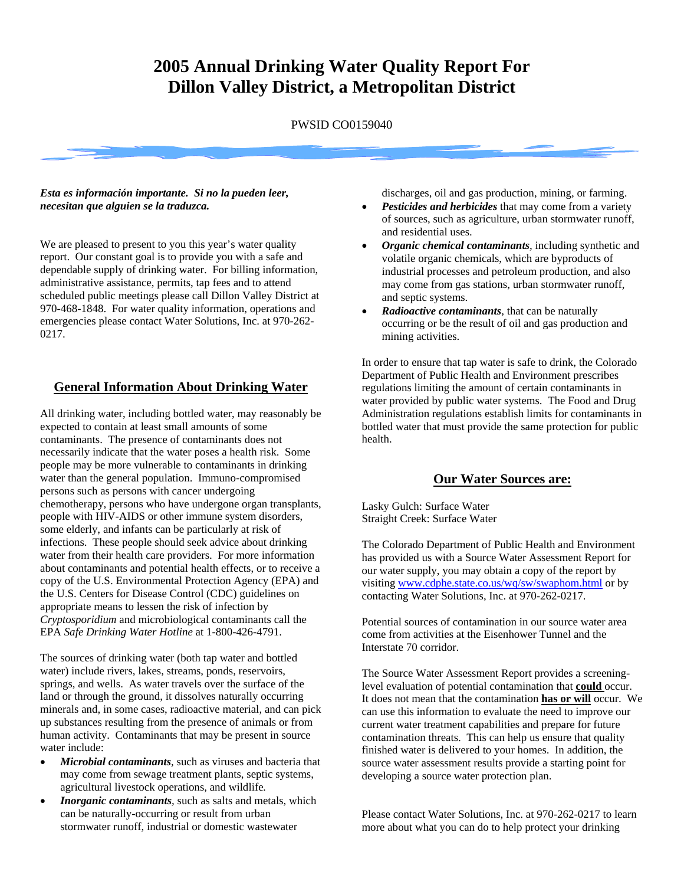# 2005 Annual Drinking Water Quality Report For Dillon Valley District, a Metropolitan District

PWSID CO0159040

***Esta es información importante. Si no la pueden leer, necesitan que alguien se la traduzca.***

We are pleased to present to you this year's water quality report. Our constant goal is to provide you with a safe and dependable supply of drinking water. For billing information, administrative assistance, permits, tap fees and to attend scheduled public meetings please call Dillon Valley District at 970-468-1848. For water quality information, operations and emergencies please contact Water Solutions, Inc. at 970-262-0217.

## General Information About Drinking Water

All drinking water, including bottled water, may reasonably be expected to contain at least small amounts of some contaminants. The presence of contaminants does not necessarily indicate that the water poses a health risk. Some people may be more vulnerable to contaminants in drinking water than the general population. Immuno-compromised persons such as persons with cancer undergoing chemotherapy, persons who have undergone organ transplants, people with HIV-AIDS or other immune system disorders, some elderly, and infants can be particularly at risk of infections. These people should seek advice about drinking water from their health care providers. For more information about contaminants and potential health effects, or to receive a copy of the U.S. Environmental Protection Agency (EPA) and the U.S. Centers for Disease Control (CDC) guidelines on appropriate means to lessen the risk of infection by *Cryptosporidium* and microbiological contaminants call the EPA *Safe Drinking Water Hotline* at 1-800-426-4791.

The sources of drinking water (both tap water and bottled water) include rivers, lakes, streams, ponds, reservoirs, springs, and wells. As water travels over the surface of the land or through the ground, it dissolves naturally occurring minerals and, in some cases, radioactive material, and can pick up substances resulting from the presence of animals or from human activity. Contaminants that may be present in source water include:

- ***Microbial contaminants****,* such as viruses and bacteria that may come from sewage treatment plants, septic systems, agricultural livestock operations, and wildlife.
- ***Inorganic contaminants****,* such as salts and metals, which can be naturally-occurring or result from urban stormwater runoff, industrial or domestic wastewater discharges, oil and gas production, mining, or farming.
- ***Pesticides and herbicides*** that may come from a variety of sources, such as agriculture, urban stormwater runoff, and residential uses.
- ***Organic chemical contaminants****,* including synthetic and volatile organic chemicals, which are byproducts of industrial processes and petroleum production, and also may come from gas stations, urban stormwater runoff, and septic systems.
- ***Radioactive contaminants****,* that can be naturally occurring or be the result of oil and gas production and mining activities.

In order to ensure that tap water is safe to drink, the Colorado Department of Public Health and Environment prescribes regulations limiting the amount of certain contaminants in water provided by public water systems. The Food and Drug Administration regulations establish limits for contaminants in bottled water that must provide the same protection for public health.

## Our Water Sources are:

Lasky Gulch: Surface Water
Straight Creek: Surface Water

The Colorado Department of Public Health and Environment has provided us with a Source Water Assessment Report for our water supply, you may obtain a copy of the report by visiting www.cdphe.state.co.us/wq/sw/swaphom.html or by contacting Water Solutions, Inc. at 970-262-0217.

Potential sources of contamination in our source water area come from activities at the Eisenhower Tunnel and the Interstate 70 corridor.

The Source Water Assessment Report provides a screening-level evaluation of potential contamination that **could** occur. It does not mean that the contamination **has or will** occur. We can use this information to evaluate the need to improve our current water treatment capabilities and prepare for future contamination threats. This can help us ensure that quality finished water is delivered to your homes. In addition, the source water assessment results provide a starting point for developing a source water protection plan.

Please contact Water Solutions, Inc. at 970-262-0217 to learn more about what you can do to help protect your drinking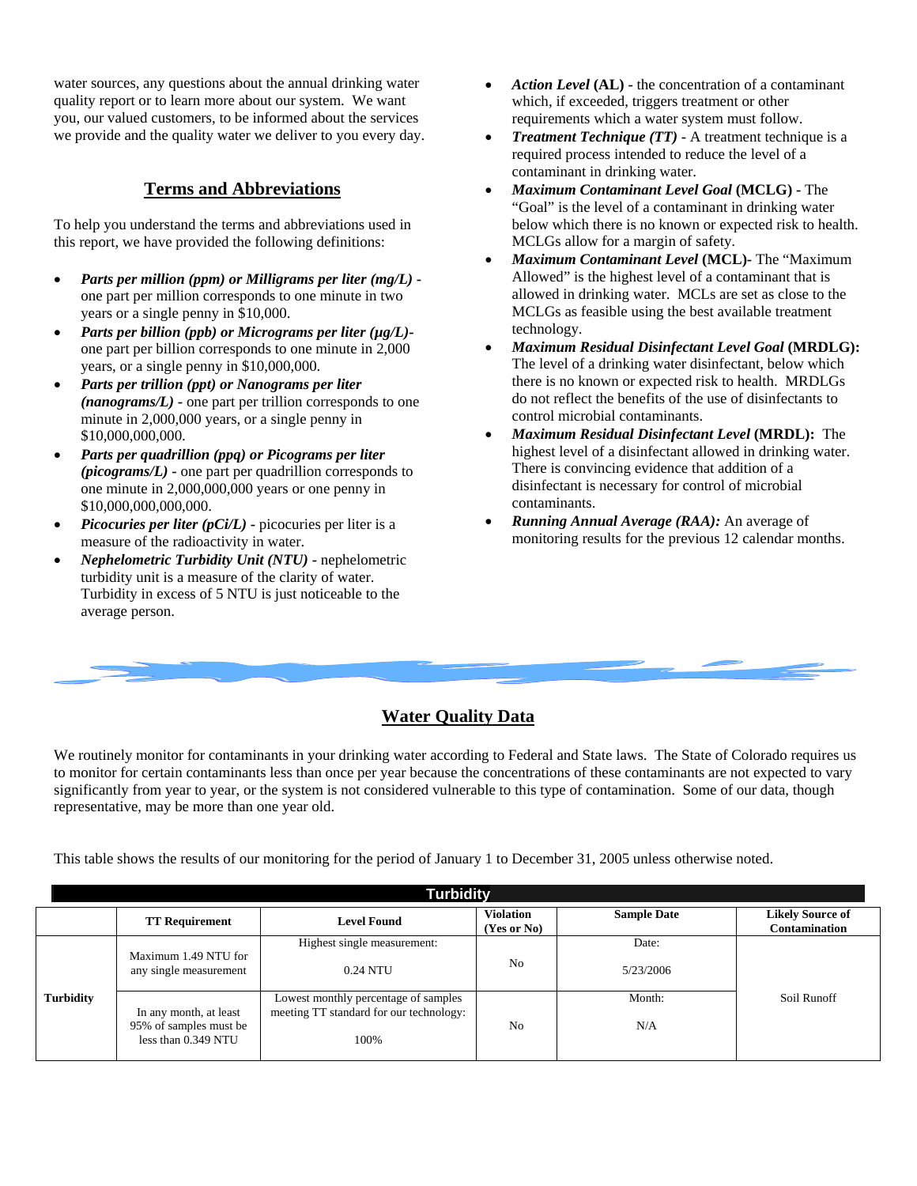water sources, any questions about the annual drinking water quality report or to learn more about our system. We want you, our valued customers, to be informed about the services we provide and the quality water we deliver to you every day.

## Terms and Abbreviations

To help you understand the terms and abbreviations used in this report, we have provided the following definitions:

- ***Parts per million (ppm) or Milligrams per liter (mg/L)*** - one part per million corresponds to one minute in two years or a single penny in $10,000.
- ***Parts per billion (ppb) or Micrograms per liter (µg/L)***- one part per billion corresponds to one minute in 2,000 years, or a single penny in $10,000,000.
- ***Parts per trillion (ppt) or Nanograms per liter (nanograms/L)*** - one part per trillion corresponds to one minute in 2,000,000 years, or a single penny in $10,000,000,000.
- ***Parts per quadrillion (ppq) or Picograms per liter (picograms/L)*** - one part per quadrillion corresponds to one minute in 2,000,000,000 years or one penny in $10,000,000,000,000.
- ***Picocuries per liter (pCi/L)*** - picocuries per liter is a measure of the radioactivity in water.
- ***Nephelometric Turbidity Unit (NTU)*** - nephelometric turbidity unit is a measure of the clarity of water. Turbidity in excess of 5 NTU is just noticeable to the average person.
- ***Action Level* (AL)** - the concentration of a contaminant which, if exceeded, triggers treatment or other requirements which a water system must follow.
- ***Treatment Technique (TT)*** - A treatment technique is a required process intended to reduce the level of a contaminant in drinking water.
- ***Maximum Contaminant Level Goal* (MCLG)** - The "Goal" is the level of a contaminant in drinking water below which there is no known or expected risk to health. MCLGs allow for a margin of safety.
- ***Maximum Contaminant Level* (MCL)**- The "Maximum Allowed" is the highest level of a contaminant that is allowed in drinking water. MCLs are set as close to the MCLGs as feasible using the best available treatment technology.
- ***Maximum Residual Disinfectant Level Goal* (MRDLG):** The level of a drinking water disinfectant, below which there is no known or expected risk to health. MRDLGs do not reflect the benefits of the use of disinfectants to control microbial contaminants.
- ***Maximum Residual Disinfectant Level* (MRDL):** The highest level of a disinfectant allowed in drinking water. There is convincing evidence that addition of a disinfectant is necessary for control of microbial contaminants.
- ***Running Annual Average (RAA):*** An average of monitoring results for the previous 12 calendar months.

## Water Quality Data

We routinely monitor for contaminants in your drinking water according to Federal and State laws. The State of Colorado requires us to monitor for certain contaminants less than once per year because the concentrations of these contaminants are not expected to vary significantly from year to year, or the system is not considered vulnerable to this type of contamination. Some of our data, though representative, may be more than one year old.

This table shows the results of our monitoring for the period of January 1 to December 31, 2005 unless otherwise noted.

| Turbidity | | | | | |
|---|---|---|---|---|---|
| | **TT Requirement** | **Level Found** | **Violation (Yes or No)** | **Sample Date** | **Likely Source of Contamination** |
| **Turbidity** | Maximum 1.49 NTU for any single measurement | Highest single measurement: 0.24 NTU | No | Date: 5/23/2006 | Soil Runoff |
| | In any month, at least 95% of samples must be less than 0.349 NTU | Lowest monthly percentage of samples meeting TT standard for our technology: 100% | No | Month: N/A | |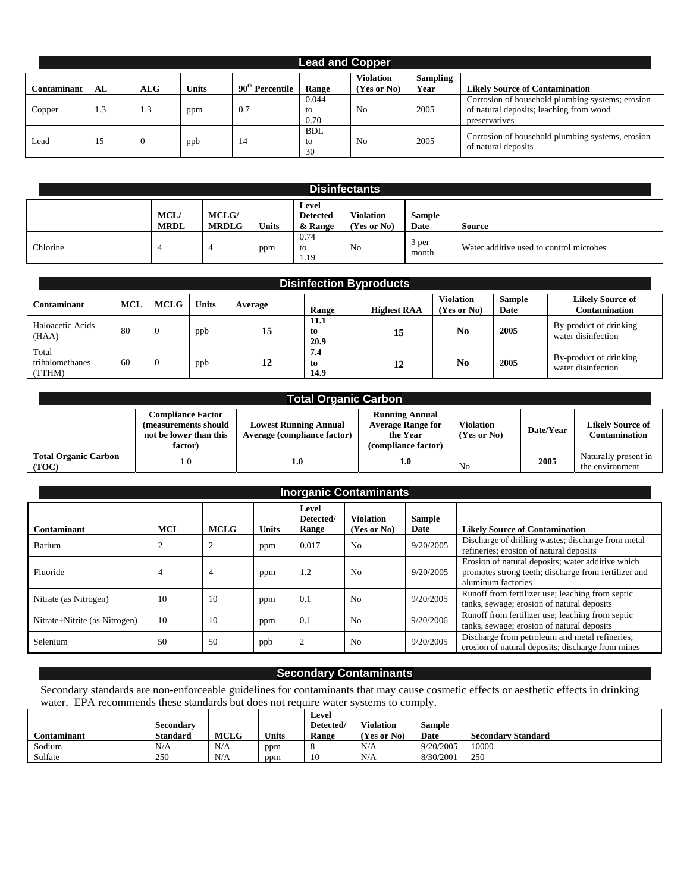## Lead and Copper

| Contaminant | AL | ALG | Units | 90th Percentile | Range | Violation (Yes or No) | Sampling Year | Likely Source of Contamination |
|---|---|---|---|---|---|---|---|---|
| Copper | 1.3 | 1.3 | ppm | 0.7 | 0.044 to 0.70 | No | 2005 | Corrosion of household plumbing systems; erosion of natural deposits; leaching from wood preservatives |
| Lead | 15 | 0 | ppb | 14 | BDL to 30 | No | 2005 | Corrosion of household plumbing systems, erosion of natural deposits |

## Disinfectants

| | MCL/ MRDL | MCLG/ MRDLG | Units | Level Detected & Range | Violation (Yes or No) | Sample Date | Source |
|---|---|---|---|---|---|---|---|
| Chlorine | 4 | 4 | ppm | 0.74 to 1.19 | No | 3 per month | Water additive used to control microbes |

## Disinfection Byproducts

| Contaminant | MCL | MCLG | Units | Average | Range | Highest RAA | Violation (Yes or No) | Sample Date | Likely Source of Contamination |
|---|---|---|---|---|---|---|---|---|---|
| Haloacetic Acids (HAA) | 80 | 0 | ppb | **15** | **11.1 to 20.9** | **15** | **No** | **2005** | By-product of drinking water disinfection |
| Total trihalomethanes (TTHM) | 60 | 0 | ppb | **12** | **7.4 to 14.9** | **12** | **No** | **2005** | By-product of drinking water disinfection |

## Total Organic Carbon

| | Compliance Factor (measurements should not be lower than this factor) | Lowest Running Annual Average (compliance factor) | Running Annual Average Range for the Year (compliance factor) | Violation (Yes or No) | Date/Year | Likely Source of Contamination |
|---|---|---|---|---|---|---|
| **Total Organic Carbon (TOC)** | 1.0 | **1.0** | **1.0** | No | **2005** | Naturally present in the environment |

## Inorganic Contaminants

| Contaminant | MCL | MCLG | Units | Level Detected/ Range | Violation (Yes or No) | Sample Date | Likely Source of Contamination |
|---|---|---|---|---|---|---|---|
| Barium | 2 | 2 | ppm | 0.017 | No | 9/20/2005 | Discharge of drilling wastes; discharge from metal refineries; erosion of natural deposits |
| Fluoride | 4 | 4 | ppm | 1.2 | No | 9/20/2005 | Erosion of natural deposits; water additive which promotes strong teeth; discharge from fertilizer and aluminum factories |
| Nitrate (as Nitrogen) | 10 | 10 | ppm | 0.1 | No | 9/20/2005 | Runoff from fertilizer use; leaching from septic tanks, sewage; erosion of natural deposits |
| Nitrate+Nitrite (as Nitrogen) | 10 | 10 | ppm | 0.1 | No | 9/20/2006 | Runoff from fertilizer use; leaching from septic tanks, sewage; erosion of natural deposits |
| Selenium | 50 | 50 | ppb | 2 | No | 9/20/2005 | Discharge from petroleum and metal refineries; erosion of natural deposits; discharge from mines |

## Secondary Contaminants

Secondary standards are non-enforceable guidelines for contaminants that may cause cosmetic effects or aesthetic effects in drinking water. EPA recommends these standards but does not require water systems to comply.

| Contaminant | Secondary Standard | MCLG | Units | Level Detected/ Range | Violation (Yes or No) | Sample Date | Secondary Standard |
|---|---|---|---|---|---|---|---|
| Sodium | N/A | N/A | ppm | 8 | N/A | 9/20/2005 | 10000 |
| Sulfate | 250 | N/A | ppm | 10 | N/A | 8/30/2001 | 250 |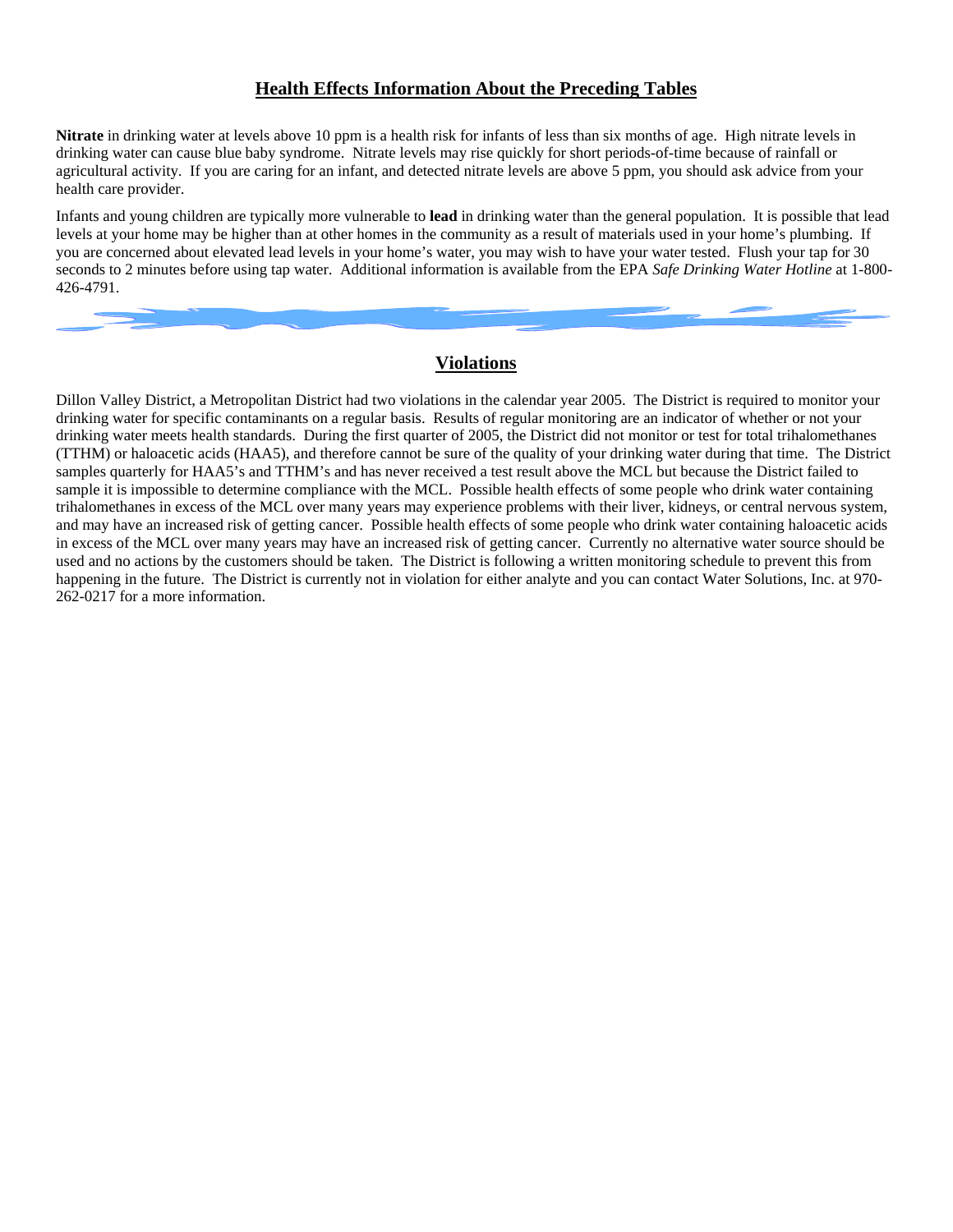## Health Effects Information About the Preceding Tables

**Nitrate** in drinking water at levels above 10 ppm is a health risk for infants of less than six months of age. High nitrate levels in drinking water can cause blue baby syndrome. Nitrate levels may rise quickly for short periods-of-time because of rainfall or agricultural activity. If you are caring for an infant, and detected nitrate levels are above 5 ppm, you should ask advice from your health care provider.

Infants and young children are typically more vulnerable to **lead** in drinking water than the general population. It is possible that lead levels at your home may be higher than at other homes in the community as a result of materials used in your home's plumbing. If you are concerned about elevated lead levels in your home's water, you may wish to have your water tested. Flush your tap for 30 seconds to 2 minutes before using tap water. Additional information is available from the EPA *Safe Drinking Water Hotline* at 1-800-426-4791.

## Violations

Dillon Valley District, a Metropolitan District had two violations in the calendar year 2005. The District is required to monitor your drinking water for specific contaminants on a regular basis. Results of regular monitoring are an indicator of whether or not your drinking water meets health standards. During the first quarter of 2005, the District did not monitor or test for total trihalomethanes (TTHM) or haloacetic acids (HAA5), and therefore cannot be sure of the quality of your drinking water during that time. The District samples quarterly for HAA5's and TTHM's and has never received a test result above the MCL but because the District failed to sample it is impossible to determine compliance with the MCL. Possible health effects of some people who drink water containing trihalomethanes in excess of the MCL over many years may experience problems with their liver, kidneys, or central nervous system, and may have an increased risk of getting cancer. Possible health effects of some people who drink water containing haloacetic acids in excess of the MCL over many years may have an increased risk of getting cancer. Currently no alternative water source should be used and no actions by the customers should be taken. The District is following a written monitoring schedule to prevent this from happening in the future. The District is currently not in violation for either analyte and you can contact Water Solutions, Inc. at 970-262-0217 for a more information.